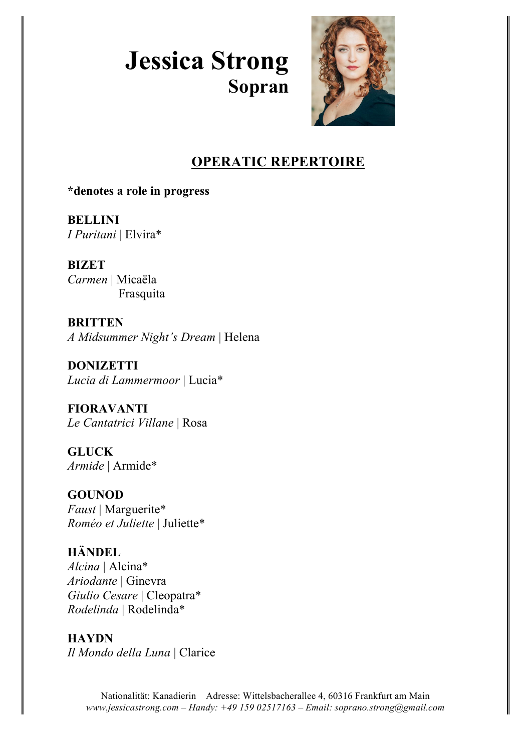# Jessica Strong
## Sopran

## OPERATIC REPERTOIRE

***denotes a role in progress**

**BELLINI**
*I Puritani* | Elvira*

**BIZET**
*Carmen* | Micaëla
Frasquita

**BRITTEN**
*A Midsummer Night's Dream* | Helena

**DONIZETTI**
*Lucia di Lammermoor* | Lucia*

**FIORAVANTI**
*Le Cantatrici Villane* | Rosa

**GLUCK**
*Armide* | Armide*

**GOUNOD**
*Faust* | Marguerite*
*Roméo et Juliette* | Juliette*

**HÄNDEL**
*Alcina* | Alcina*
*Ariodante* | Ginevra
*Giulio Cesare* | Cleopatra*
*Rodelinda* | Rodelinda*

**HAYDN**
*Il Mondo della Luna* | Clarice

Nationalität: Kanadierin Adresse: Wittelsbacherallee 4, 60316 Frankfurt am Main
*www.jessicastrong.com – Handy: +49 159 02517163 – Email: soprano.strong@gmail.com*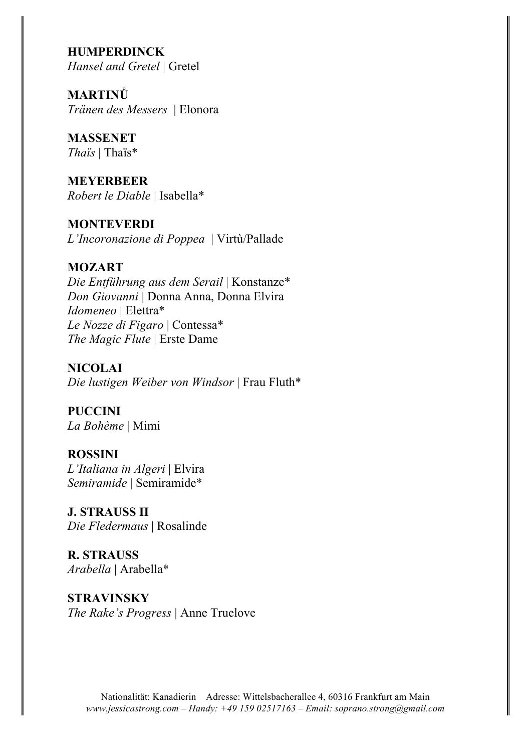**HUMPERDINCK**
*Hansel and Gretel* | Gretel

**MARTINŮ**
*Tränen des Messers* | Elonora

**MASSENET**
*Thaïs* | Thaïs*

**MEYERBEER**
*Robert le Diable* | Isabella*

**MONTEVERDI**
*L'Incoronazione di Poppea* | Virtù/Pallade

**MOZART**
*Die Entführung aus dem Serail* | Konstanze*
*Don Giovanni* | Donna Anna, Donna Elvira
*Idomeneo* | Elettra*
*Le Nozze di Figaro* | Contessa*
*The Magic Flute* | Erste Dame

**NICOLAI**
*Die lustigen Weiber von Windsor* | Frau Fluth*

**PUCCINI**
*La Bohème* | Mimi

**ROSSINI**
*L'Italiana in Algeri* | Elvira
*Semiramide* | Semiramide*

**J. STRAUSS II**
*Die Fledermaus* | Rosalinde

**R. STRAUSS**
*Arabella* | Arabella*

**STRAVINSKY**
*The Rake's Progress* | Anne Truelove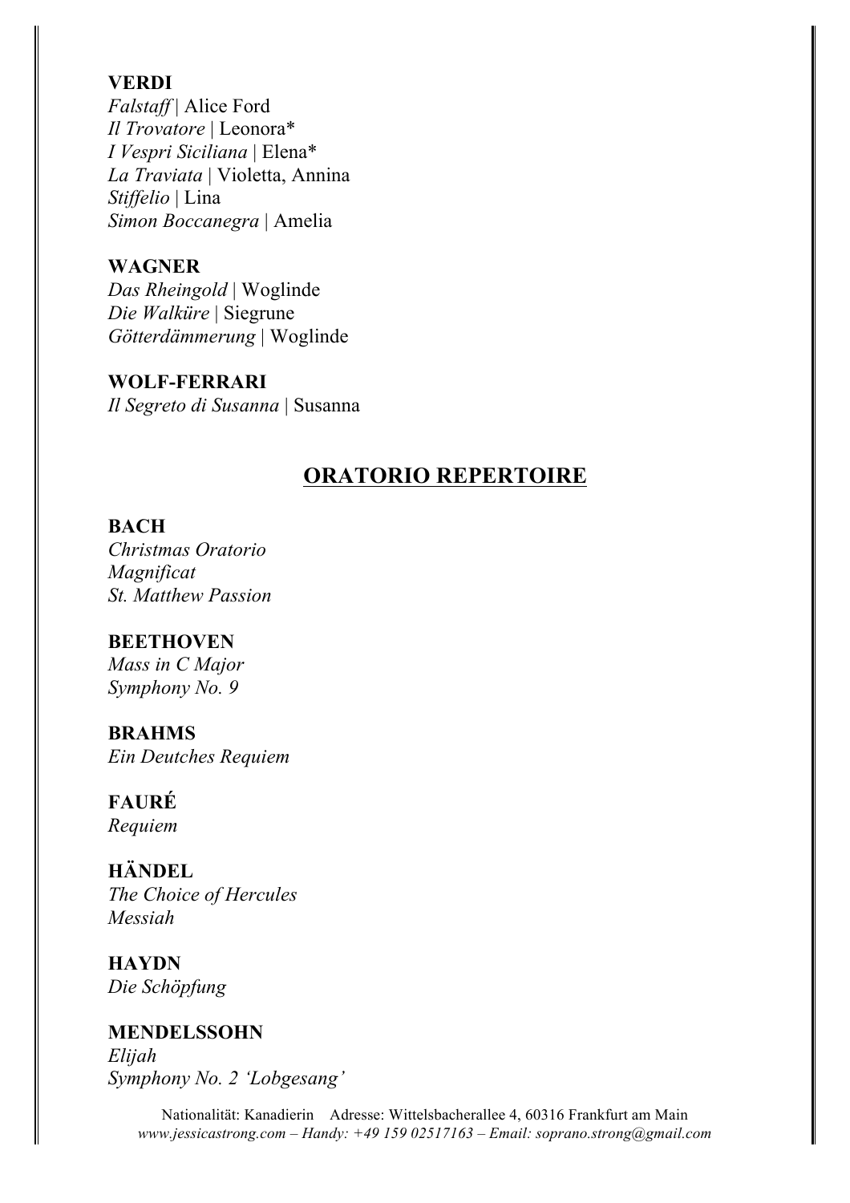**VERDI**
*Falstaff* | Alice Ford
*Il Trovatore* | Leonora*
*I Vespri Siciliana* | Elena*
*La Traviata* | Violetta, Annina
*Stiffelio* | Lina
*Simon Boccanegra* | Amelia

**WAGNER**
*Das Rheingold* | Woglinde
*Die Walküre* | Siegrune
*Götterdämmerung* | Woglinde

**WOLF-FERRARI**
*Il Segreto di Susanna* | Susanna

## ORATORIO REPERTOIRE

**BACH**
*Christmas Oratorio*
*Magnificat*
*St. Matthew Passion*

**BEETHOVEN**
*Mass in C Major*
*Symphony No. 9*

**BRAHMS**
*Ein Deutches Requiem*

**FAURÉ**
*Requiem*

**HÄNDEL**
*The Choice of Hercules*
*Messiah*

**HAYDN**
*Die Schöpfung*

**MENDELSSOHN**
*Elijah*
*Symphony No. 2 'Lobgesang'*

Nationalität: Kanadierin Adresse: Wittelsbacherallee 4, 60316 Frankfurt am Main
*www.jessicastrong.com – Handy: +49 159 02517163 – Email: soprano.strong@gmail.com*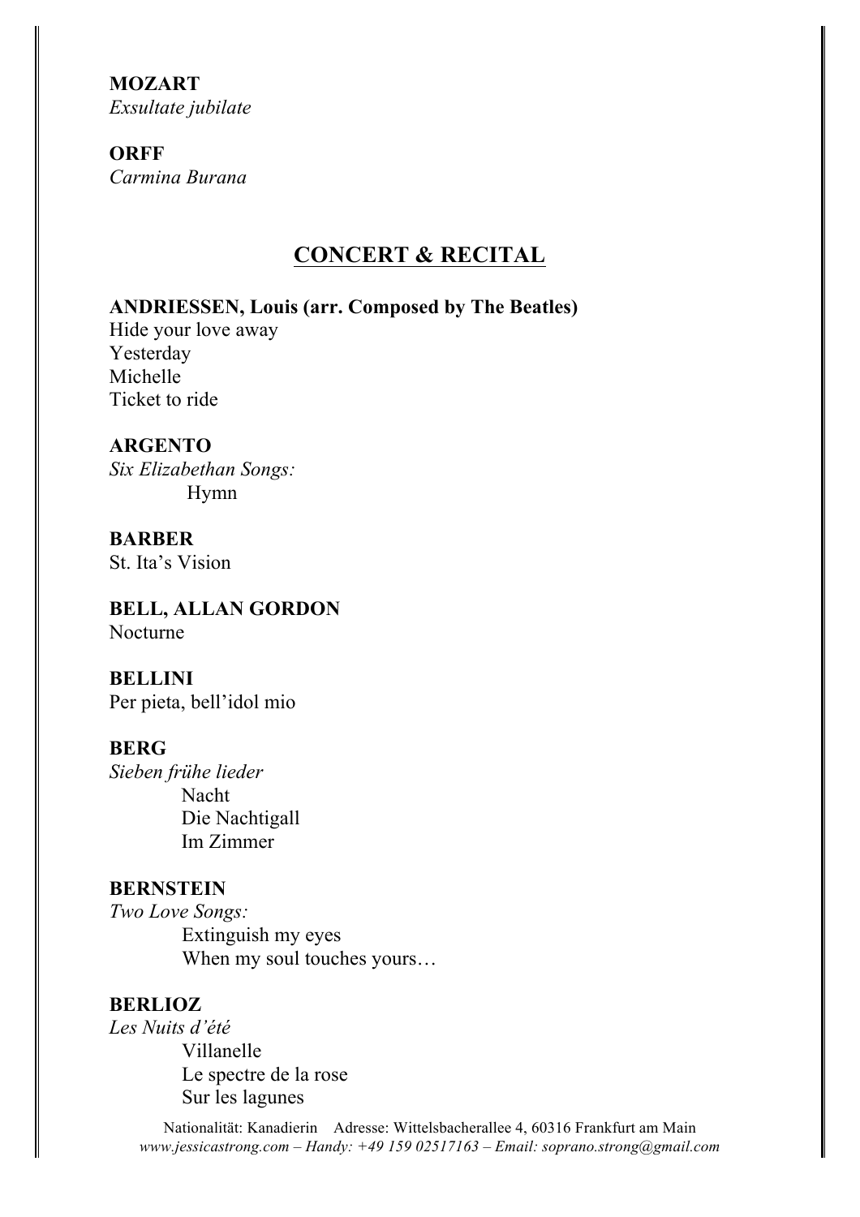**MOZART**
*Exsultate jubilate*

**ORFF**
*Carmina Burana*

## CONCERT & RECITAL

**ANDRIESSEN, Louis (arr. Composed by The Beatles)**
Hide your love away
Yesterday
Michelle
Ticket to ride

**ARGENTO**
*Six Elizabethan Songs:*
Hymn

**BARBER**
St. Ita's Vision

**BELL, ALLAN GORDON**
Nocturne

**BELLINI**
Per pieta, bell'idol mio

**BERG**
*Sieben frühe lieder*
Nacht
Die Nachtigall
Im Zimmer

**BERNSTEIN**
*Two Love Songs:*
Extinguish my eyes
When my soul touches yours…

**BERLIOZ**
*Les Nuits d'été*
Villanelle
Le spectre de la rose
Sur les lagunes

Nationalität: Kanadierin Adresse: Wittelsbacherallee 4, 60316 Frankfurt am Main
*www.jessicastrong.com – Handy: +49 159 02517163 – Email: soprano.strong@gmail.com*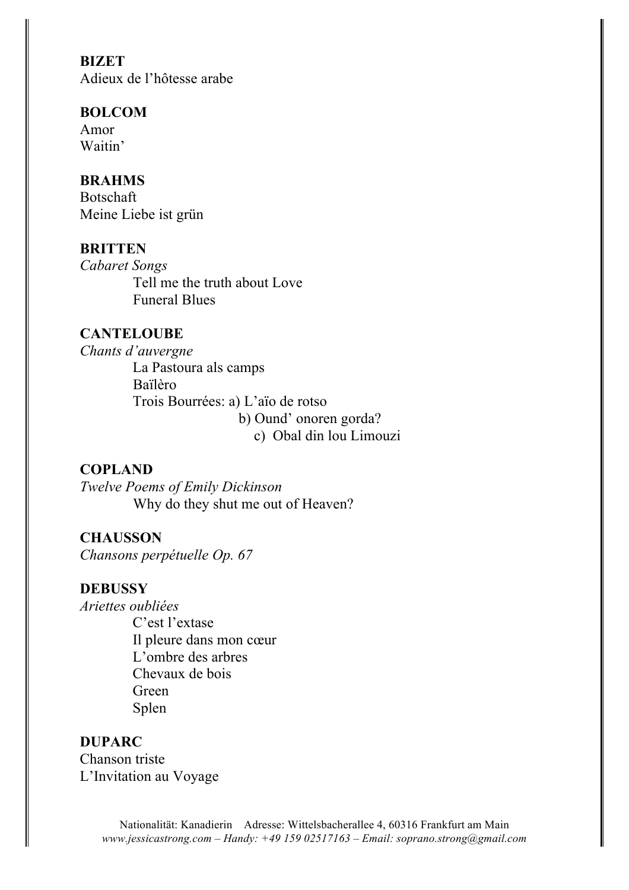**BIZET**
Adieux de l'hôtesse arabe

**BOLCOM**
Amor
Waitin'

**BRAHMS**
Botschaft
Meine Liebe ist grün

**BRITTEN**
*Cabaret Songs*

- Tell me the truth about Love
- Funeral Blues

**CANTELOUBE**
*Chants d'auvergne*

- La Pastoura als camps
- Baïlèro
- Trois Bourrées: a) L'aïo de rotso
  - b) Ound' onoren gorda?
  - c) Obal din lou Limouzi

**COPLAND**
*Twelve Poems of Emily Dickinson*

- Why do they shut me out of Heaven?

**CHAUSSON**
*Chansons perpétuelle Op. 67*

**DEBUSSY**
*Ariettes oubliées*

- C'est l'extase
- Il pleure dans mon cœur
- L'ombre des arbres
- Chevaux de bois
- Green
- Splen

**DUPARC**
Chanson triste
L'Invitation au Voyage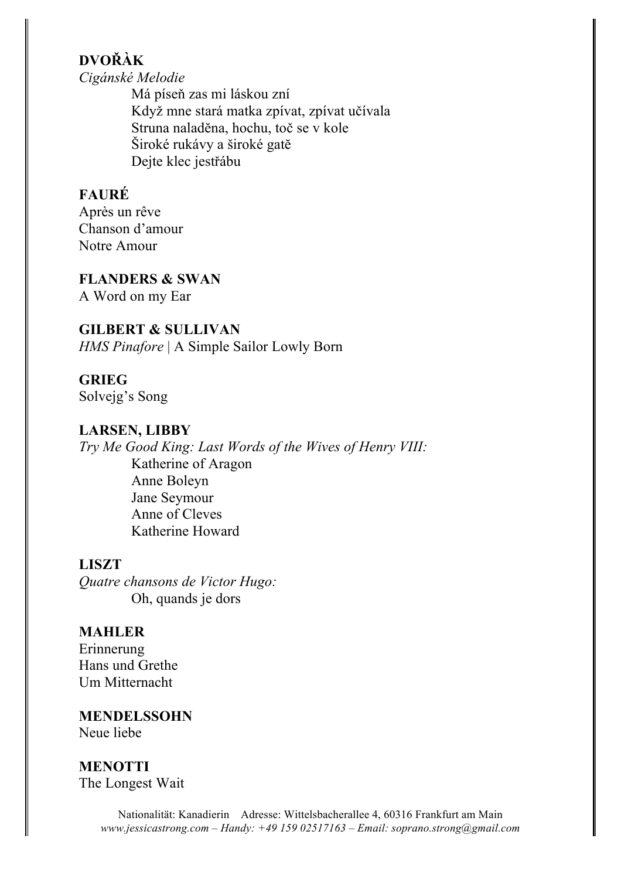**DVOŘÀK**

*Cigánské Melodie*

- Má píseň zas mi láskou zní
- Když mne stará matka zpívat, zpívat učívala
- Struna naladěna, hochu, toč se v kole
- Široké rukávy a široké gatě
- Dejte klec jestřábu

**FAURÉ**

Après un rêve
Chanson d'amour
Notre Amour

**FLANDERS & SWAN**

A Word on my Ear

**GILBERT & SULLIVAN**

*HMS Pinafore* | A Simple Sailor Lowly Born

**GRIEG**

Solvejg's Song

**LARSEN, LIBBY**

*Try Me Good King: Last Words of the Wives of Henry VIII:*

- Katherine of Aragon
- Anne Boleyn
- Jane Seymour
- Anne of Cleves
- Katherine Howard

**LISZT**

*Quatre chansons de Victor Hugo:*

- Oh, quands je dors

**MAHLER**

Erinnerung
Hans und Grethe
Um Mitternacht

**MENDELSSOHN**

Neue liebe

**MENOTTI**

The Longest Wait

Nationalität: Kanadierin Adresse: Wittelsbacherallee 4, 60316 Frankfurt am Main
*www.jessicastrong.com – Handy: +49 159 02517163 – Email: soprano.strong@gmail.com*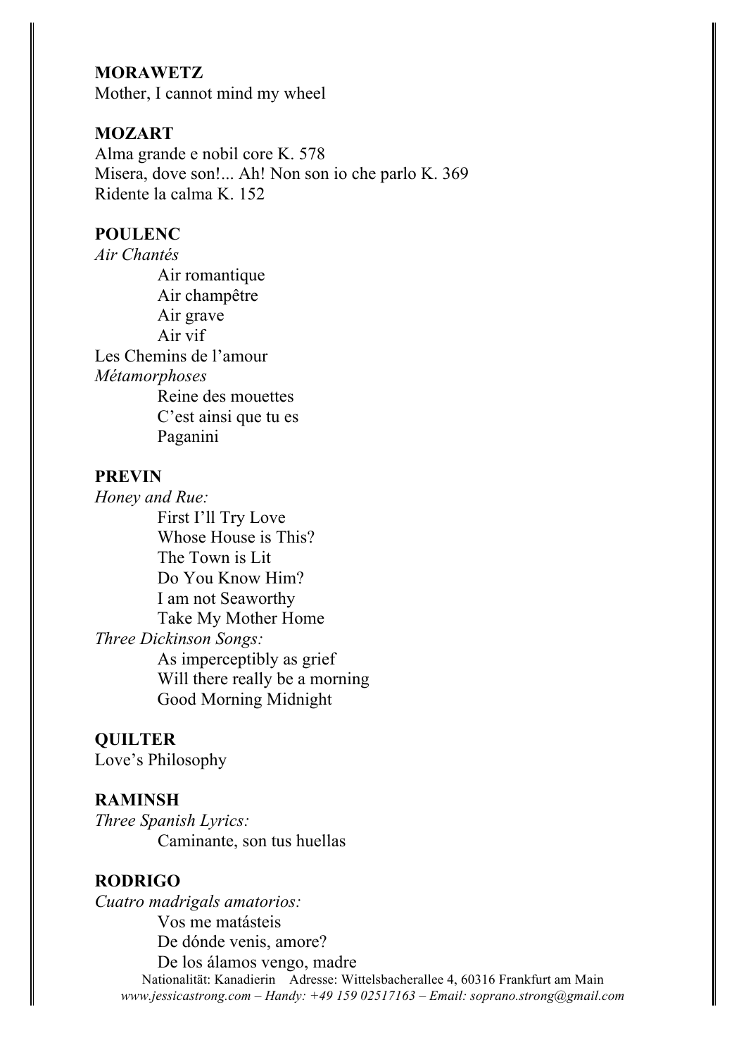**MORAWETZ**
Mother, I cannot mind my wheel

**MOZART**
Alma grande e nobil core K. 578
Misera, dove son!... Ah! Non son io che parlo K. 369
Ridente la calma K. 152

**POULENC**
*Air Chantés*
- Air romantique
- Air champêtre
- Air grave
- Air vif

Les Chemins de l'amour
*Métamorphoses*
- Reine des mouettes
- C'est ainsi que tu es
- Paganini

**PREVIN**
*Honey and Rue:*
- First I'll Try Love
- Whose House is This?
- The Town is Lit
- Do You Know Him?
- I am not Seaworthy
- Take My Mother Home

*Three Dickinson Songs:*
- As imperceptibly as grief
- Will there really be a morning
- Good Morning Midnight

**QUILTER**
Love's Philosophy

**RAMINSH**
*Three Spanish Lyrics:*
- Caminante, son tus huellas

**RODRIGO**
*Cuatro madrigals amatorios:*
- Vos me matásteis
- De dónde venis, amore?
- De los álamos vengo, madre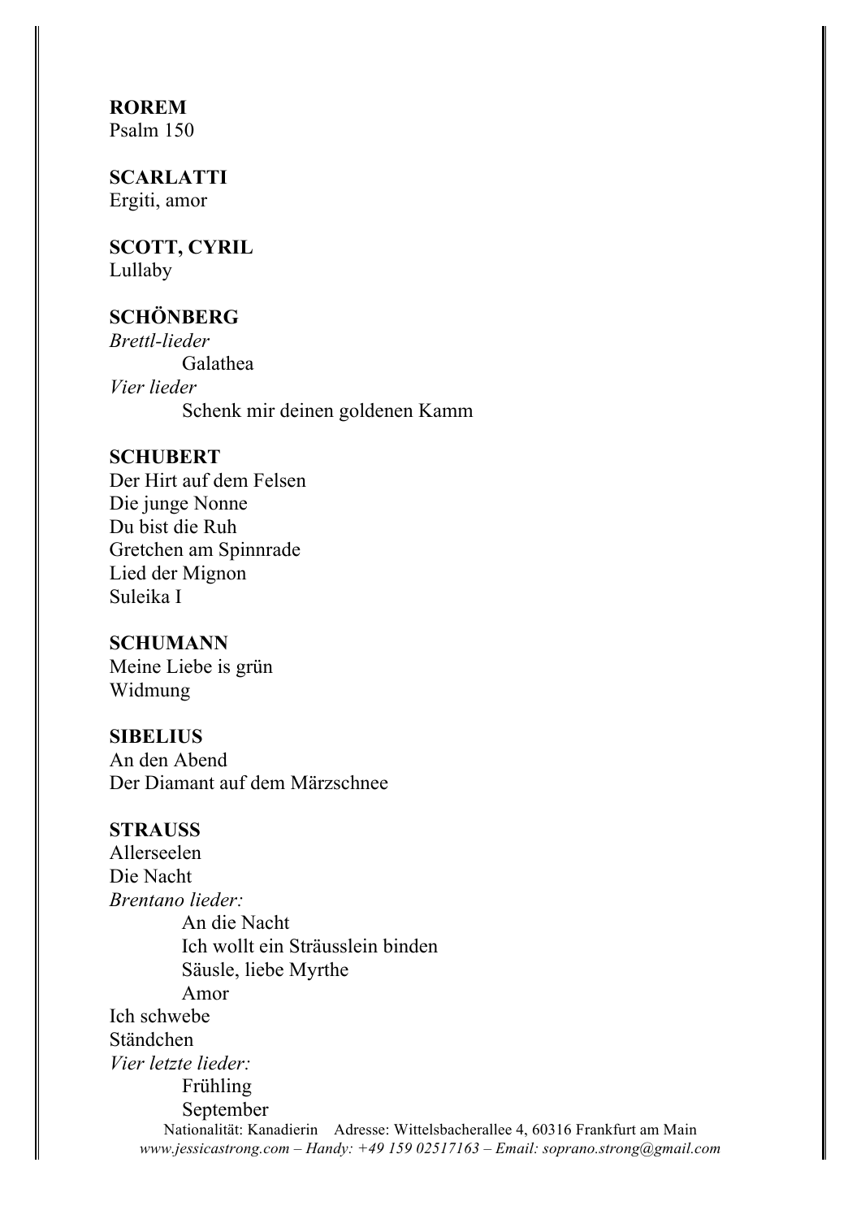**ROREM**
Psalm 150

**SCARLATTI**
Ergiti, amor

**SCOTT, CYRIL**
Lullaby

**SCHÖNBERG**
*Brettl-lieder*
    Galathea
*Vier lieder*
    Schenk mir deinen goldenen Kamm

**SCHUBERT**
Der Hirt auf dem Felsen
Die junge Nonne
Du bist die Ruh
Gretchen am Spinnrade
Lied der Mignon
Suleika I

**SCHUMANN**
Meine Liebe is grün
Widmung

**SIBELIUS**
An den Abend
Der Diamant auf dem Märzschnee

**STRAUSS**
Allerseelen
Die Nacht
*Brentano lieder:*
    An die Nacht
    Ich wollt ein Sträusslein binden
    Säusle, liebe Myrthe
    Amor
Ich schwebe
Ständchen
*Vier letzte lieder:*
    Frühling
    September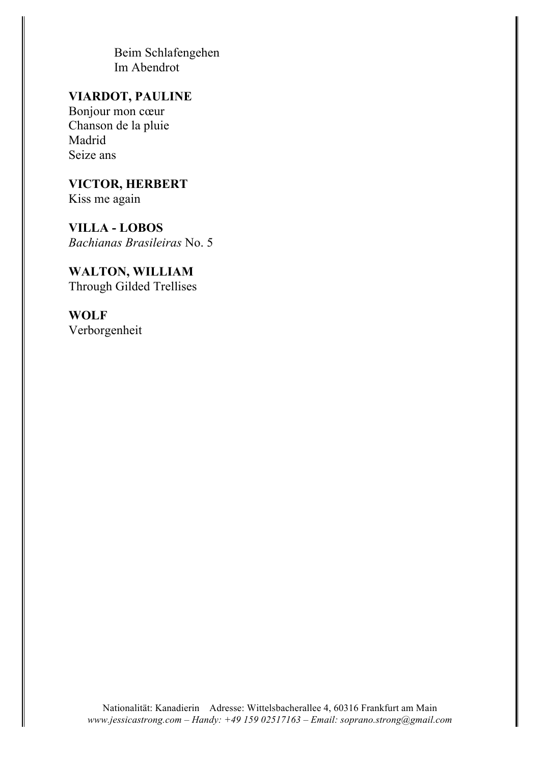Beim Schlafengehen
Im Abendrot

**VIARDOT, PAULINE**
Bonjour mon cœur
Chanson de la pluie
Madrid
Seize ans

**VICTOR, HERBERT**
Kiss me again

**VILLA - LOBOS**
*Bachianas Brasileiras* No. 5

**WALTON, WILLIAM**
Through Gilded Trellises

**WOLF**
Verborgenheit